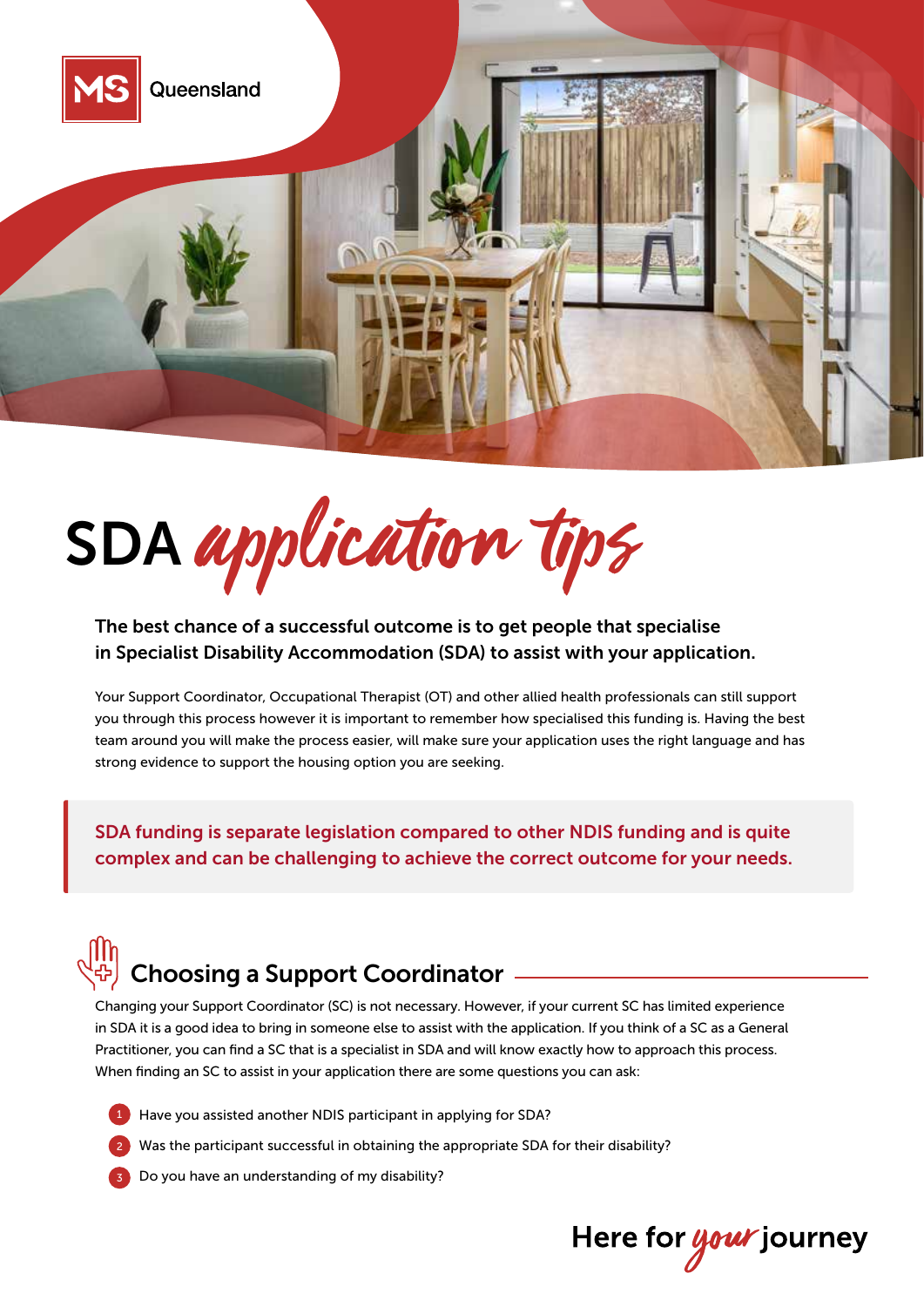MS Queensland

# SDA *application tips*

**The best chance of a successful outcome is to get people that specialise in Specialist Disability Accommodation (SDA) to assist with your application.**

Your Support Coordinator, Occupational Therapist (OT) and other allied health professionals can still support you through this process however it is important to remember how specialised this funding is. Having the best team around you will make the process easier, will make sure your application uses the right language and has strong evidence to support the housing option you are seeking.

> **SDA funding is separate legislation compared to other NDIS funding and is quite complex and can be challenging to achieve the correct outcome for your needs.**

## Choosing a Support Coordinator

Changing your Support Coordinator (SC) is not necessary. However, if your current SC has limited experience in SDA it is a good idea to bring in someone else to assist with the application. If you think of a SC as a General Practitioner, you can find a SC that is a specialist in SDA and will know exactly how to approach this process. When finding an SC to assist in your application there are some questions you can ask:

1. Have you assisted another NDIS participant in applying for SDA?
2. Was the participant successful in obtaining the appropriate SDA for their disability?
3. Do you have an understanding of my disability?

Here for *your* journey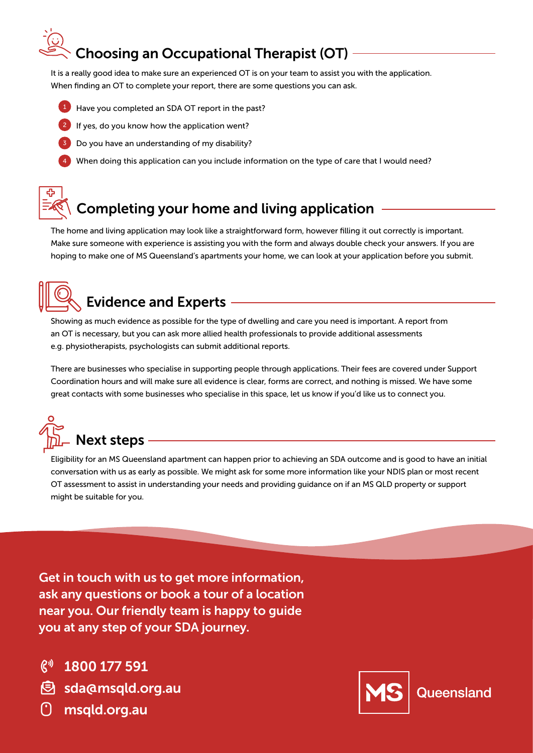## Choosing an Occupational Therapist (OT)

It is a really good idea to make sure an experienced OT is on your team to assist you with the application. When finding an OT to complete your report, there are some questions you can ask.

1. Have you completed an SDA OT report in the past?
2. If yes, do you know how the application went?
3. Do you have an understanding of my disability?
4. When doing this application can you include information on the type of care that I would need?

## Completing your home and living application

The home and living application may look like a straightforward form, however filling it out correctly is important. Make sure someone with experience is assisting you with the form and always double check your answers. If you are hoping to make one of MS Queensland's apartments your home, we can look at your application before you submit.

## Evidence and Experts

Showing as much evidence as possible for the type of dwelling and care you need is important. A report from an OT is necessary, but you can ask more allied health professionals to provide additional assessments e.g. physiotherapists, psychologists can submit additional reports.

There are businesses who specialise in supporting people through applications. Their fees are covered under Support Coordination hours and will make sure all evidence is clear, forms are correct, and nothing is missed. We have some great contacts with some businesses who specialise in this space, let us know if you'd like us to connect you.

## Next steps

Eligibility for an MS Queensland apartment can happen prior to achieving an SDA outcome and is good to have an initial conversation with us as early as possible. We might ask for some more information like your NDIS plan or most recent OT assessment to assist in understanding your needs and providing guidance on if an MS QLD property or support might be suitable for you.

**Get in touch with us to get more information, ask any questions or book a tour of a location near you. Our friendly team is happy to guide you at any step of your SDA journey.**

**1800 177 591**

**sda@msqld.org.au**

**msqld.org.au**

MS Queensland